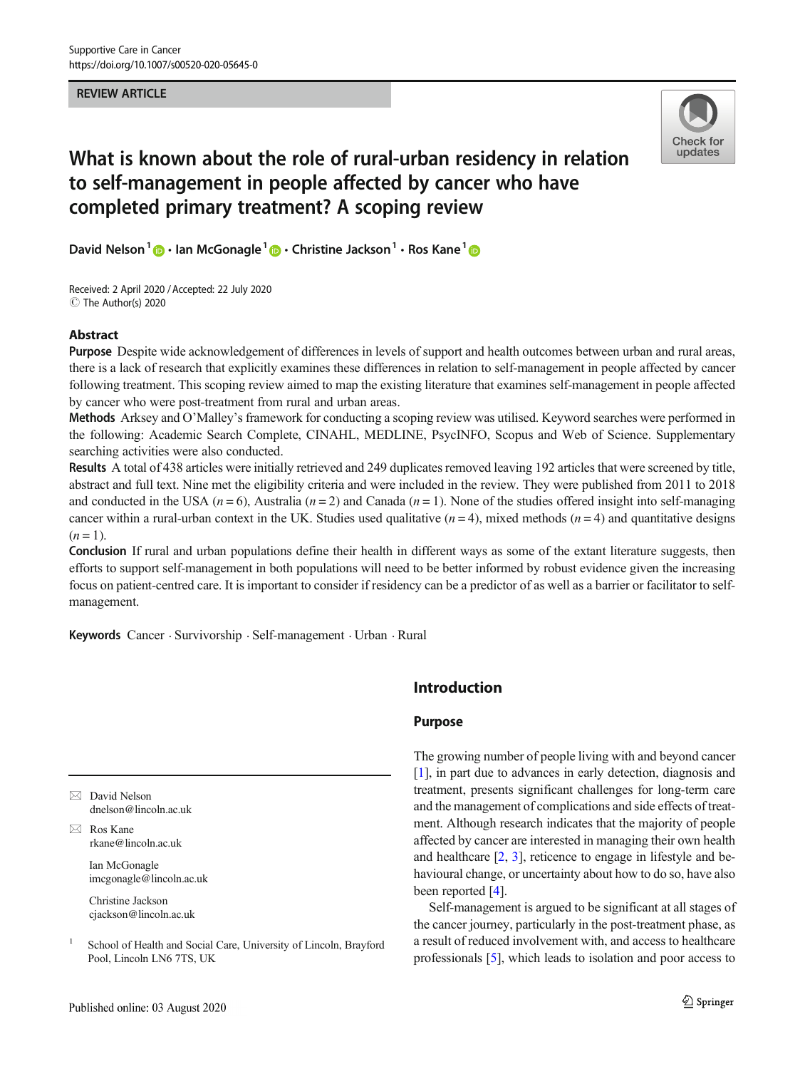REVIEW ARTICLE

# What is known about the role of rural-urban residency in relation to self-management in people affected by cancer who have completed primary treatment? A scoping review

David Nelson[1] · Ian McGonagle[1] · Christine Jackson[1] · Ros Kane[1]

Received: 2 April 2020 / Accepted: 22 July 2020
© The Author(s) 2020

## Abstract

**Purpose** Despite wide acknowledgement of differences in levels of support and health outcomes between urban and rural areas, there is a lack of research that explicitly examines these differences in relation to self-management in people affected by cancer following treatment. This scoping review aimed to map the existing literature that examines self-management in people affected by cancer who were post-treatment from rural and urban areas.

**Methods** Arksey and O'Malley's framework for conducting a scoping review was utilised. Keyword searches were performed in the following: Academic Search Complete, CINAHL, MEDLINE, PsycINFO, Scopus and Web of Science. Supplementary searching activities were also conducted.

**Results** A total of 438 articles were initially retrieved and 249 duplicates removed leaving 192 articles that were screened by title, abstract and full text. Nine met the eligibility criteria and were included in the review. They were published from 2011 to 2018 and conducted in the USA ($n = 6$), Australia ($n = 2$) and Canada ($n = 1$). None of the studies offered insight into self-managing cancer within a rural-urban context in the UK. Studies used qualitative ($n = 4$), mixed methods ($n = 4$) and quantitative designs ($n = 1$).

**Conclusion** If rural and urban populations define their health in different ways as some of the extant literature suggests, then efforts to support self-management in both populations will need to be better informed by robust evidence given the increasing focus on patient-centred care. It is important to consider if residency can be a predictor of as well as a barrier or facilitator to self-management.

**Keywords** Cancer · Survivorship · Self-management · Urban · Rural

## Introduction

### Purpose

The growing number of people living with and beyond cancer [1], in part due to advances in early detection, diagnosis and treatment, presents significant challenges for long-term care and the management of complications and side effects of treatment. Although research indicates that the majority of people affected by cancer are interested in managing their own health and healthcare [2, 3], reticence to engage in lifestyle and behavioural change, or uncertainty about how to do so, have also been reported [4].

Self-management is argued to be significant at all stages of the cancer journey, particularly in the post-treatment phase, as a result of reduced involvement with, and access to healthcare professionals [5], which leads to isolation and poor access to

---

✉ David Nelson
dnelson@lincoln.ac.uk

✉ Ros Kane
rkane@lincoln.ac.uk

Ian McGonagle
imcgonagle@lincoln.ac.uk

Christine Jackson
cjackson@lincoln.ac.uk

[1] School of Health and Social Care, University of Lincoln, Brayford Pool, Lincoln LN6 7TS, UK

Published online: 03 August 2020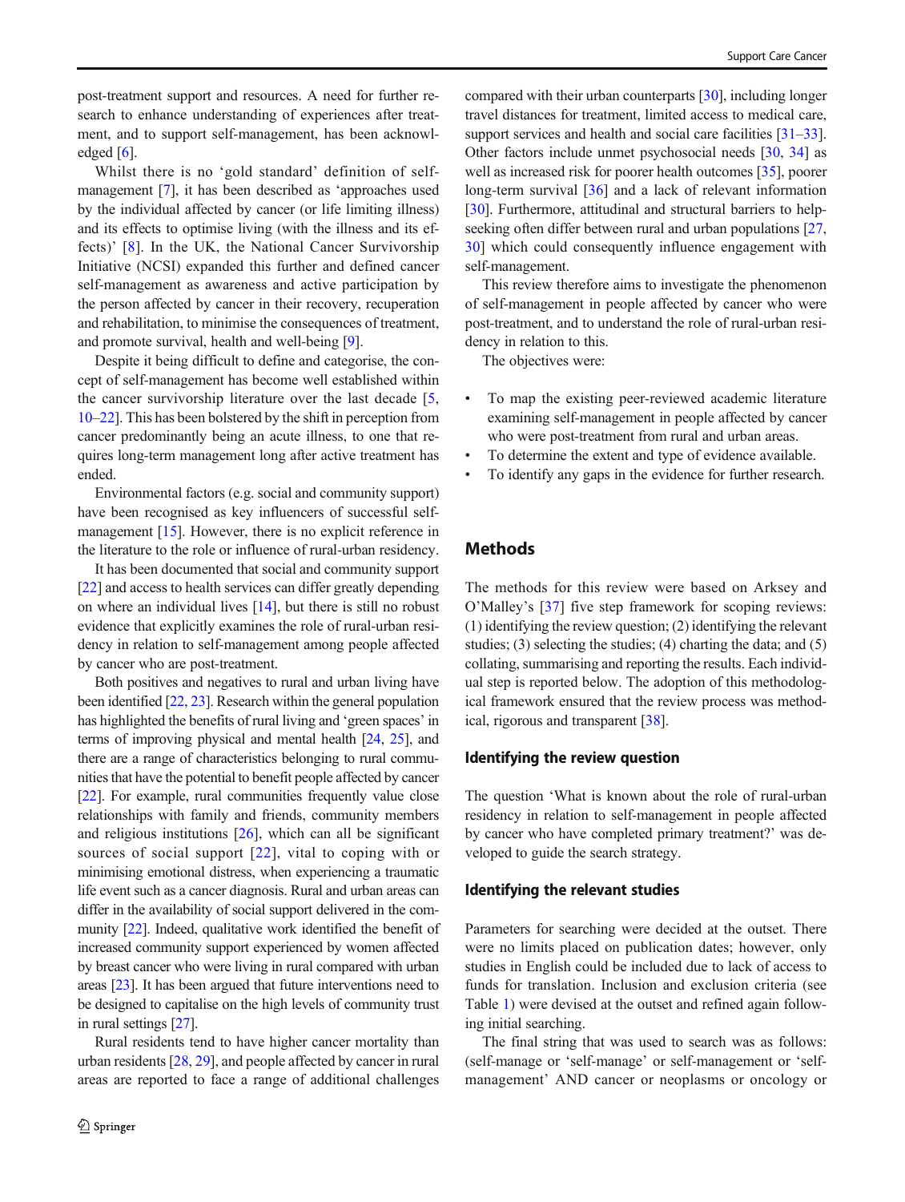post-treatment support and resources. A need for further research to enhance understanding of experiences after treatment, and to support self-management, has been acknowledged [6].

Whilst there is no 'gold standard' definition of self-management [7], it has been described as 'approaches used by the individual affected by cancer (or life limiting illness) and its effects to optimise living (with the illness and its effects)' [8]. In the UK, the National Cancer Survivorship Initiative (NCSI) expanded this further and defined cancer self-management as awareness and active participation by the person affected by cancer in their recovery, recuperation and rehabilitation, to minimise the consequences of treatment, and promote survival, health and well-being [9].

Despite it being difficult to define and categorise, the concept of self-management has become well established within the cancer survivorship literature over the last decade [5, 10–22]. This has been bolstered by the shift in perception from cancer predominantly being an acute illness, to one that requires long-term management long after active treatment has ended.

Environmental factors (e.g. social and community support) have been recognised as key influencers of successful self-management [15]. However, there is no explicit reference in the literature to the role or influence of rural-urban residency.

It has been documented that social and community support [22] and access to health services can differ greatly depending on where an individual lives [14], but there is still no robust evidence that explicitly examines the role of rural-urban residency in relation to self-management among people affected by cancer who are post-treatment.

Both positives and negatives to rural and urban living have been identified [22, 23]. Research within the general population has highlighted the benefits of rural living and 'green spaces' in terms of improving physical and mental health [24, 25], and there are a range of characteristics belonging to rural communities that have the potential to benefit people affected by cancer [22]. For example, rural communities frequently value close relationships with family and friends, community members and religious institutions [26], which can all be significant sources of social support [22], vital to coping with or minimising emotional distress, when experiencing a traumatic life event such as a cancer diagnosis. Rural and urban areas can differ in the availability of social support delivered in the community [22]. Indeed, qualitative work identified the benefit of increased community support experienced by women affected by breast cancer who were living in rural compared with urban areas [23]. It has been argued that future interventions need to be designed to capitalise on the high levels of community trust in rural settings [27].

Rural residents tend to have higher cancer mortality than urban residents [28, 29], and people affected by cancer in rural areas are reported to face a range of additional challenges compared with their urban counterparts [30], including longer travel distances for treatment, limited access to medical care, support services and health and social care facilities [31–33]. Other factors include unmet psychosocial needs [30, 34] as well as increased risk for poorer health outcomes [35], poorer long-term survival [36] and a lack of relevant information [30]. Furthermore, attitudinal and structural barriers to help-seeking often differ between rural and urban populations [27, 30] which could consequently influence engagement with self-management.

This review therefore aims to investigate the phenomenon of self-management in people affected by cancer who were post-treatment, and to understand the role of rural-urban residency in relation to this.

The objectives were:

- To map the existing peer-reviewed academic literature examining self-management in people affected by cancer who were post-treatment from rural and urban areas.
- To determine the extent and type of evidence available.
- To identify any gaps in the evidence for further research.

## Methods

The methods for this review were based on Arksey and O'Malley's [37] five step framework for scoping reviews: (1) identifying the review question; (2) identifying the relevant studies; (3) selecting the studies; (4) charting the data; and (5) collating, summarising and reporting the results. Each individual step is reported below. The adoption of this methodological framework ensured that the review process was methodical, rigorous and transparent [38].

### Identifying the review question

The question 'What is known about the role of rural-urban residency in relation to self-management in people affected by cancer who have completed primary treatment?' was developed to guide the search strategy.

### Identifying the relevant studies

Parameters for searching were decided at the outset. There were no limits placed on publication dates; however, only studies in English could be included due to lack of access to funds for translation. Inclusion and exclusion criteria (see Table 1) were devised at the outset and refined again following initial searching.

The final string that was used to search was as follows: (self-manage or 'self-manage' or self-management or 'self-management' AND cancer or neoplasms or oncology or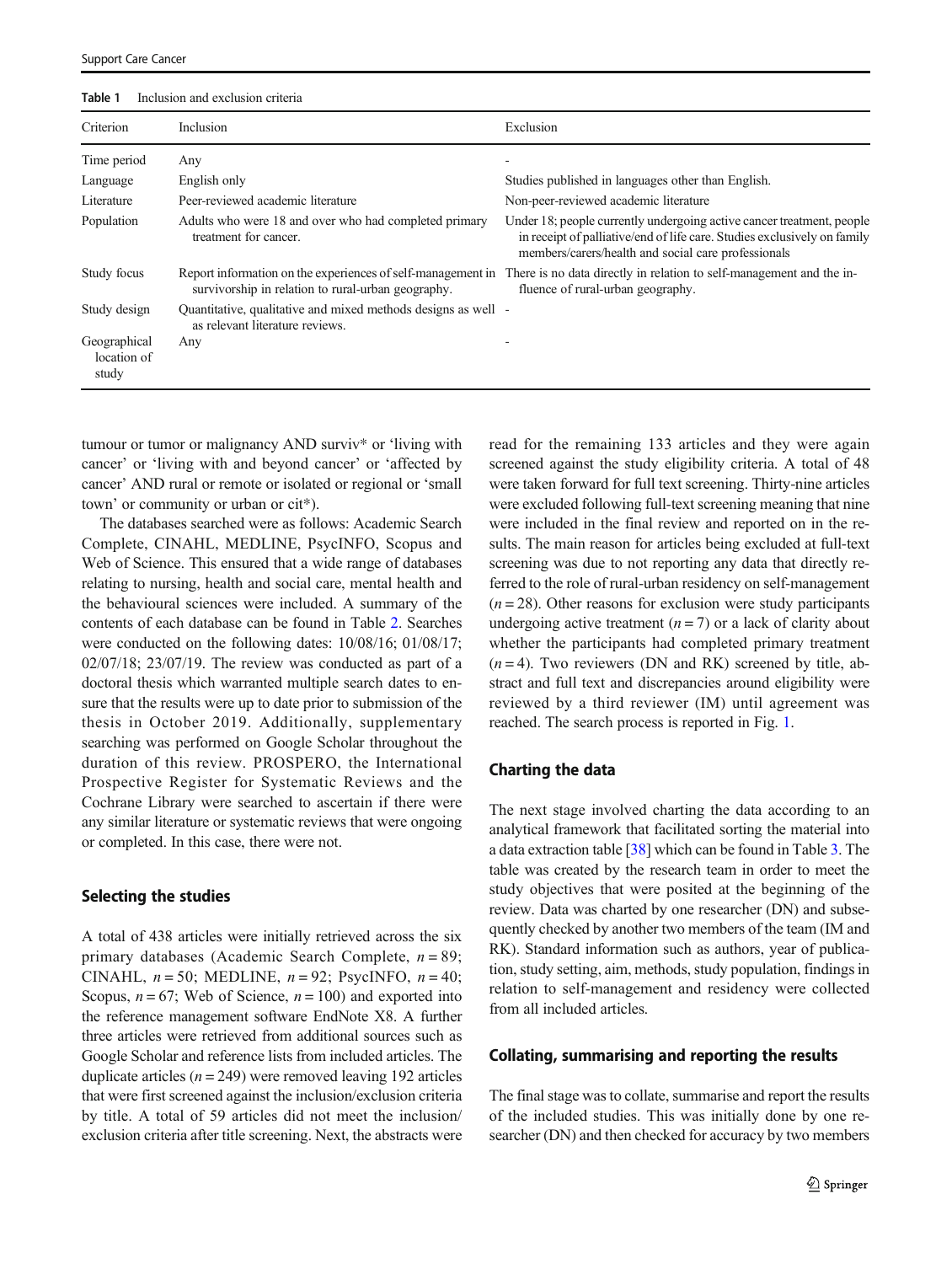Table 1 Inclusion and exclusion criteria

| Criterion | Inclusion | Exclusion |
|---|---|---|
| Time period | Any | - |
| Language | English only | Studies published in languages other than English. |
| Literature | Peer-reviewed academic literature | Non-peer-reviewed academic literature |
| Population | Adults who were 18 and over who had completed primary treatment for cancer. | Under 18; people currently undergoing active cancer treatment, people in receipt of palliative/end of life care. Studies exclusively on family members/carers/health and social care professionals |
| Study focus | Report information on the experiences of self-management in survivorship in relation to rural-urban geography. | There is no data directly in relation to self-management and the influence of rural-urban geography. |
| Study design | Quantitative, qualitative and mixed methods designs as well as relevant literature reviews. | - |
| Geographical location of study | Any | - |

tumour or tumor or malignancy AND surviv* or 'living with cancer' or 'living with and beyond cancer' or 'affected by cancer' AND rural or remote or isolated or regional or 'small town' or community or urban or cit*).

The databases searched were as follows: Academic Search Complete, CINAHL, MEDLINE, PsycINFO, Scopus and Web of Science. This ensured that a wide range of databases relating to nursing, health and social care, mental health and the behavioural sciences were included. A summary of the contents of each database can be found in Table 2. Searches were conducted on the following dates: 10/08/16; 01/08/17; 02/07/18; 23/07/19. The review was conducted as part of a doctoral thesis which warranted multiple search dates to ensure that the results were up to date prior to submission of the thesis in October 2019. Additionally, supplementary searching was performed on Google Scholar throughout the duration of this review. PROSPERO, the International Prospective Register for Systematic Reviews and the Cochrane Library were searched to ascertain if there were any similar literature or systematic reviews that were ongoing or completed. In this case, there were not.

## Selecting the studies

A total of 438 articles were initially retrieved across the six primary databases (Academic Search Complete, $n = 89$; CINAHL, $n = 50$; MEDLINE, $n = 92$; PsycINFO, $n = 40$; Scopus, $n = 67$; Web of Science, $n = 100$) and exported into the reference management software EndNote X8. A further three articles were retrieved from additional sources such as Google Scholar and reference lists from included articles. The duplicate articles ($n = 249$) were removed leaving 192 articles that were first screened against the inclusion/exclusion criteria by title. A total of 59 articles did not meet the inclusion/exclusion criteria after title screening. Next, the abstracts were read for the remaining 133 articles and they were again screened against the study eligibility criteria. A total of 48 were taken forward for full text screening. Thirty-nine articles were excluded following full-text screening meaning that nine were included in the final review and reported on in the results. The main reason for articles being excluded at full-text screening was due to not reporting any data that directly referred to the role of rural-urban residency on self-management ($n = 28$). Other reasons for exclusion were study participants undergoing active treatment ($n = 7$) or a lack of clarity about whether the participants had completed primary treatment ($n = 4$). Two reviewers (DN and RK) screened by title, abstract and full text and discrepancies around eligibility were reviewed by a third reviewer (IM) until agreement was reached. The search process is reported in Fig. 1.

## Charting the data

The next stage involved charting the data according to an analytical framework that facilitated sorting the material into a data extraction table [38] which can be found in Table 3. The table was created by the research team in order to meet the study objectives that were posited at the beginning of the review. Data was charted by one researcher (DN) and subsequently checked by another two members of the team (IM and RK). Standard information such as authors, year of publication, study setting, aim, methods, study population, findings in relation to self-management and residency were collected from all included articles.

## Collating, summarising and reporting the results

The final stage was to collate, summarise and report the results of the included studies. This was initially done by one researcher (DN) and then checked for accuracy by two members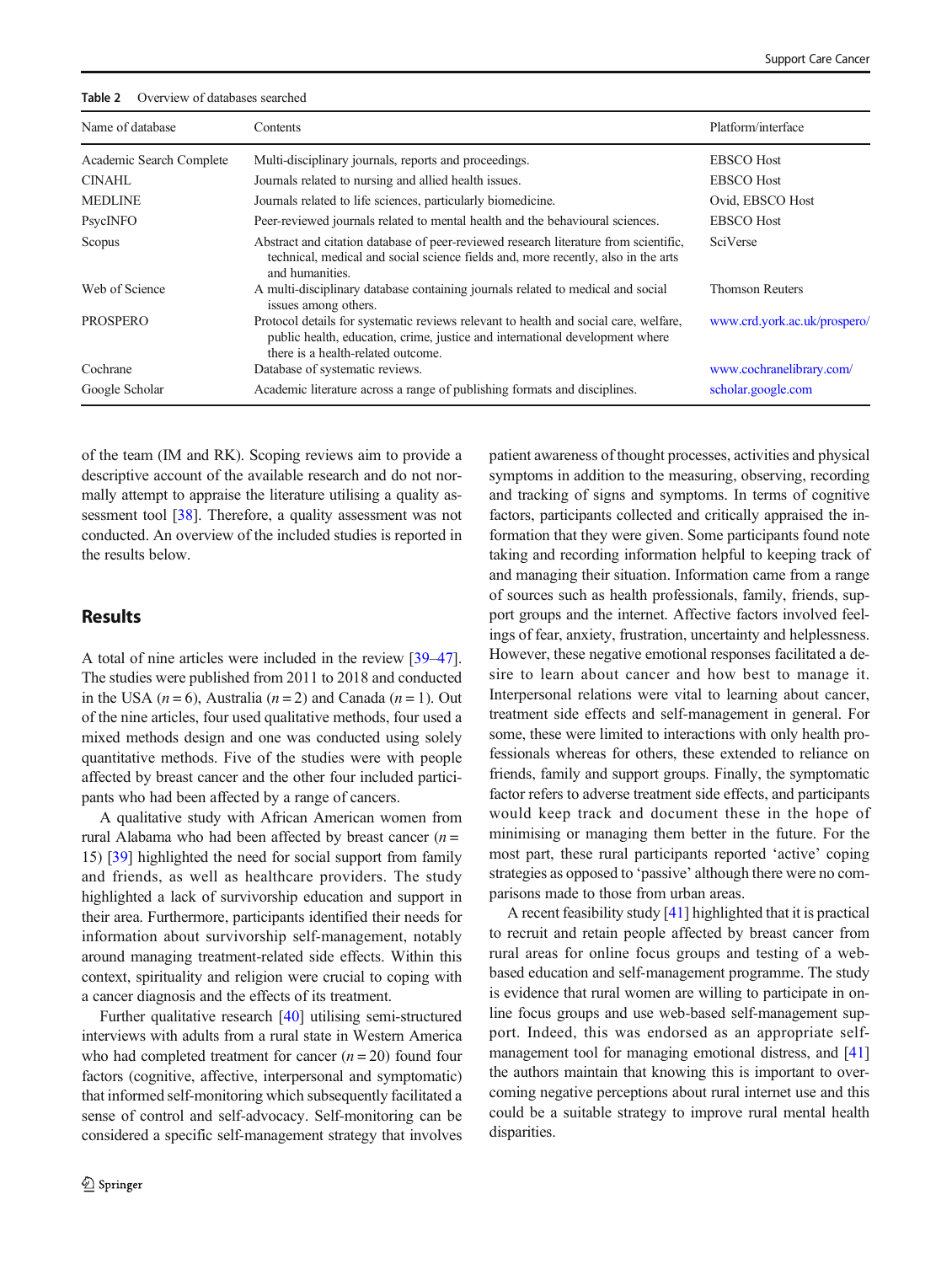Table 2 Overview of databases searched

| Name of database | Contents | Platform/interface |
|---|---|---|
| Academic Search Complete | Multi-disciplinary journals, reports and proceedings. | EBSCO Host |
| CINAHL | Journals related to nursing and allied health issues. | EBSCO Host |
| MEDLINE | Journals related to life sciences, particularly biomedicine. | Ovid, EBSCO Host |
| PsycINFO | Peer-reviewed journals related to mental health and the behavioural sciences. | EBSCO Host |
| Scopus | Abstract and citation database of peer-reviewed research literature from scientific, technical, medical and social science fields and, more recently, also in the arts and humanities. | SciVerse |
| Web of Science | A multi-disciplinary database containing journals related to medical and social issues among others. | Thomson Reuters |
| PROSPERO | Protocol details for systematic reviews relevant to health and social care, welfare, public health, education, crime, justice and international development where there is a health-related outcome. | www.crd.york.ac.uk/prospero/ |
| Cochrane | Database of systematic reviews. | www.cochranelibrary.com/ |
| Google Scholar | Academic literature across a range of publishing formats and disciplines. | scholar.google.com |

of the team (IM and RK). Scoping reviews aim to provide a descriptive account of the available research and do not normally attempt to appraise the literature utilising a quality assessment tool [38]. Therefore, a quality assessment was not conducted. An overview of the included studies is reported in the results below.

## Results

A total of nine articles were included in the review [39–47]. The studies were published from 2011 to 2018 and conducted in the USA ($n = 6$), Australia ($n = 2$) and Canada ($n = 1$). Out of the nine articles, four used qualitative methods, four used a mixed methods design and one was conducted using solely quantitative methods. Five of the studies were with people affected by breast cancer and the other four included participants who had been affected by a range of cancers.

A qualitative study with African American women from rural Alabama who had been affected by breast cancer ($n = 15$) [39] highlighted the need for social support from family and friends, as well as healthcare providers. The study highlighted a lack of survivorship education and support in their area. Furthermore, participants identified their needs for information about survivorship self-management, notably around managing treatment-related side effects. Within this context, spirituality and religion were crucial to coping with a cancer diagnosis and the effects of its treatment.

Further qualitative research [40] utilising semi-structured interviews with adults from a rural state in Western America who had completed treatment for cancer ($n = 20$) found four factors (cognitive, affective, interpersonal and symptomatic) that informed self-monitoring which subsequently facilitated a sense of control and self-advocacy. Self-monitoring can be considered a specific self-management strategy that involves patient awareness of thought processes, activities and physical symptoms in addition to the measuring, observing, recording and tracking of signs and symptoms. In terms of cognitive factors, participants collected and critically appraised the information that they were given. Some participants found note taking and recording information helpful to keeping track of and managing their situation. Information came from a range of sources such as health professionals, family, friends, support groups and the internet. Affective factors involved feelings of fear, anxiety, frustration, uncertainty and helplessness. However, these negative emotional responses facilitated a desire to learn about cancer and how best to manage it. Interpersonal relations were vital to learning about cancer, treatment side effects and self-management in general. For some, these were limited to interactions with only health professionals whereas for others, these extended to reliance on friends, family and support groups. Finally, the symptomatic factor refers to adverse treatment side effects, and participants would keep track and document these in the hope of minimising or managing them better in the future. For the most part, these rural participants reported 'active' coping strategies as opposed to 'passive' although there were no comparisons made to those from urban areas.

A recent feasibility study [41] highlighted that it is practical to recruit and retain people affected by breast cancer from rural areas for online focus groups and testing of a web-based education and self-management programme. The study is evidence that rural women are willing to participate in online focus groups and use web-based self-management support. Indeed, this was endorsed as an appropriate self-management tool for managing emotional distress, and [41] the authors maintain that knowing this is important to overcoming negative perceptions about rural internet use and this could be a suitable strategy to improve rural mental health disparities.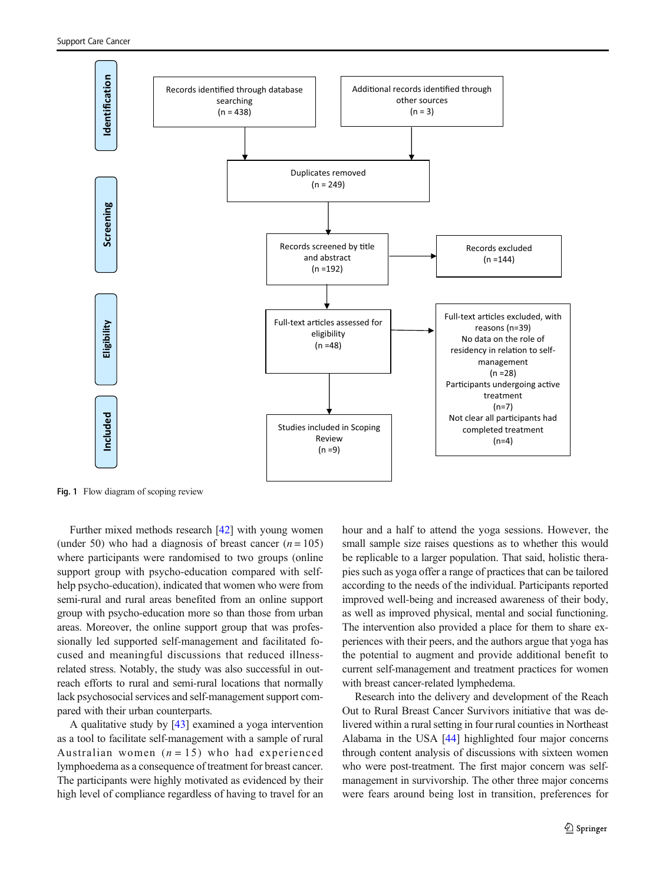Identification

Records identified through database searching (n = 438)

Additional records identified through other sources (n = 3)

Duplicates removed (n = 249)

Screening

Records screened by title and abstract (n =192)

Records excluded (n =144)

Eligibility

Full-text articles assessed for eligibility (n =48)

Full-text articles excluded, with reasons (n=39)
No data on the role of residency in relation to self-management (n =28)
Participants undergoing active treatment (n=7)
Not clear all participants had completed treatment (n=4)

Included

Studies included in Scoping Review (n =9)

**Fig. 1** Flow diagram of scoping review

Further mixed methods research [42] with young women (under 50) who had a diagnosis of breast cancer ($n = 105$) where participants were randomised to two groups (online support group with psycho-education compared with self-help psycho-education), indicated that women who were from semi-rural and rural areas benefited from an online support group with psycho-education more so than those from urban areas. Moreover, the online support group that was professionally led supported self-management and facilitated focused and meaningful discussions that reduced illness-related stress. Notably, the study was also successful in outreach efforts to rural and semi-rural locations that normally lack psychosocial services and self-management support compared with their urban counterparts.

A qualitative study by [43] examined a yoga intervention as a tool to facilitate self-management with a sample of rural Australian women ($n = 15$) who had experienced lymphoedema as a consequence of treatment for breast cancer. The participants were highly motivated as evidenced by their high level of compliance regardless of having to travel for an hour and a half to attend the yoga sessions. However, the small sample size raises questions as to whether this would be replicable to a larger population. That said, holistic therapies such as yoga offer a range of practices that can be tailored according to the needs of the individual. Participants reported improved well-being and increased awareness of their body, as well as improved physical, mental and social functioning. The intervention also provided a place for them to share experiences with their peers, and the authors argue that yoga has the potential to augment and provide additional benefit to current self-management and treatment practices for women with breast cancer-related lymphedema.

Research into the delivery and development of the Reach Out to Rural Breast Cancer Survivors initiative that was delivered within a rural setting in four rural counties in Northeast Alabama in the USA [44] highlighted four major concerns through content analysis of discussions with sixteen women who were post-treatment. The first major concern was self-management in survivorship. The other three major concerns were fears around being lost in transition, preferences for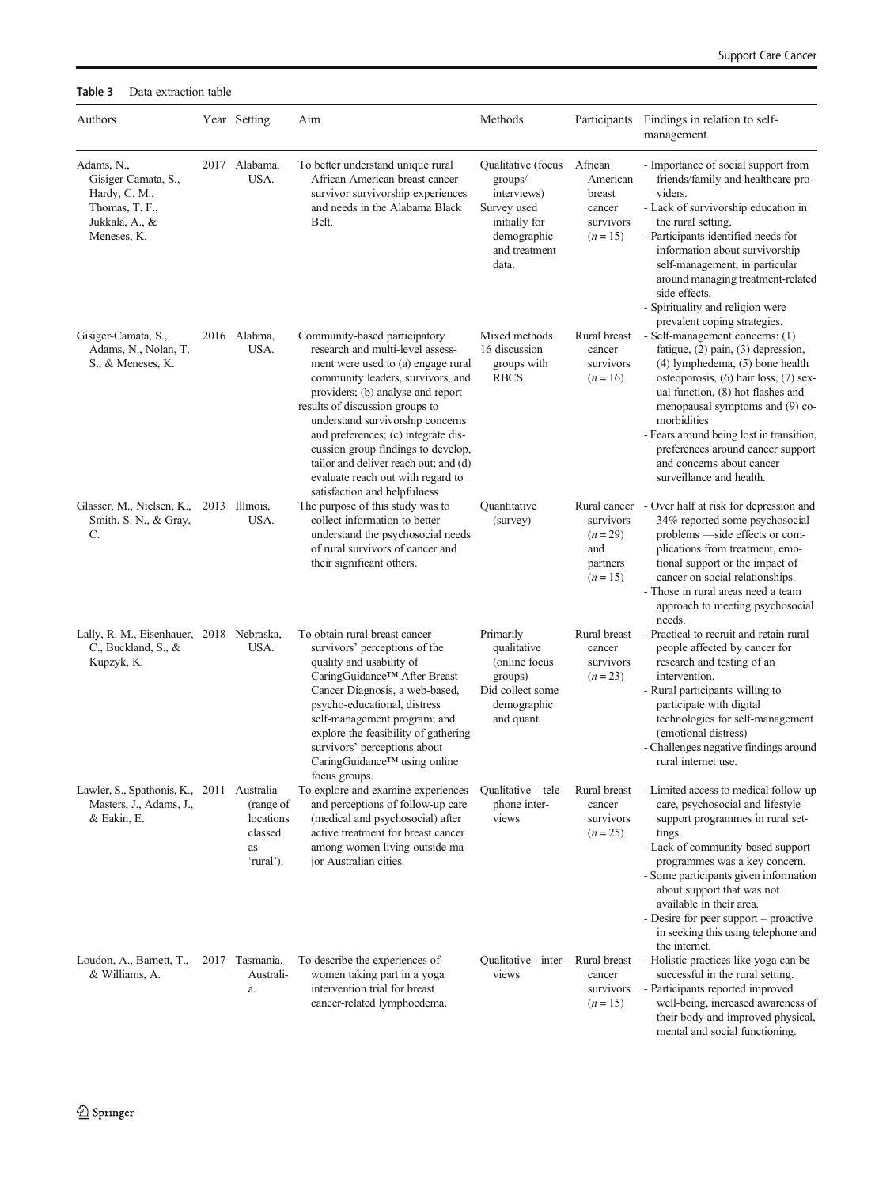**Table 3** Data extraction table

| Authors | Year | Setting | Aim | Methods | Participants | Findings in relation to self-management |
|---|---|---|---|---|---|---|
| Adams, N., Gisiger-Camata, S., Hardy, C. M., Thomas, T. F., Jukkala, A., & Meneses, K. | 2017 | Alabama, USA. | To better understand unique rural African American breast cancer survivor survivorship experiences and needs in the Alabama Black Belt. | Qualitative (focus groups/-interviews) Survey used initially for demographic and treatment data. | African American breast cancer survivors ($n = 15$) | - Importance of social support from friends/family and healthcare providers.<br>- Lack of survivorship education in the rural setting.<br>- Participants identified needs for information about survivorship self-management, in particular around managing treatment-related side effects.<br>- Spirituality and religion were prevalent coping strategies. |
| Gisiger-Camata, S., Adams, N., Nolan, T. S., & Meneses, K. | 2016 | Albama, USA. | Community-based participatory research and multi-level assessment were used to (a) engage rural community leaders, survivors, and providers; (b) analyse and report results of discussion groups to understand survivorship concerns and preferences; (c) integrate discussion group findings to develop, tailor and deliver reach out; and (d) evaluate reach out with regard to satisfaction and helpfulness | Mixed methods 16 discussion groups with RBCS | Rural breast cancer survivors ($n = 16$) | - Self-management concerns: (1) fatigue, (2) pain, (3) depression, (4) lymphedema, (5) bone health osteoporosis, (6) hair loss, (7) sexual function, (8) hot flashes and menopausal symptoms and (9) co-morbidities<br>- Fears around being lost in transition, preferences around cancer support and concerns about cancer surveillance and health. |
| Glasser, M., Nielsen, K., Smith, S. N., & Gray, C. | 2013 | Illinois, USA. | The purpose of this study was to collect information to better understand the psychosocial needs of rural survivors of cancer and their significant others. | Quantitative (survey) | Rural cancer survivors ($n = 29$) and partners ($n = 15$) | - Over half at risk for depression and 34% reported some psychosocial problems —side effects or complications from treatment, emotional support or the impact of cancer on social relationships.<br>- Those in rural areas need a team approach to meeting psychosocial needs. |
| Lally, R. M., Eisenhauer, C., Buckland, S., & Kupzyk, K. | 2018 | Nebraska, USA. | To obtain rural breast cancer survivors' perceptions of the quality and usability of CaringGuidance™ After Breast Cancer Diagnosis, a web-based, psycho-educational, distress self-management program; and explore the feasibility of gathering survivors' perceptions about CaringGuidance™ using online focus groups. | Primarily qualitative (online focus groups) Did collect some demographic and quant. | Rural breast cancer survivors ($n = 23$) | - Practical to recruit and retain rural people affected by cancer for research and testing of an intervention.<br>- Rural participants willing to participate with digital technologies for self-management (emotional distress)<br>- Challenges negative findings around rural internet use. |
| Lawler, S., Spathonis, K., Masters, J., Adams, J., & Eakin, E. | 2011 | Australia (range of locations classed as 'rural'). | To explore and examine experiences and perceptions of follow-up care (medical and psychosocial) after active treatment for breast cancer among women living outside major Australian cities. | Qualitative – telephone interviews | Rural breast cancer survivors ($n = 25$) | - Limited access to medical follow-up care, psychosocial and lifestyle support programmes in rural settings.<br>- Lack of community-based support programmes was a key concern.<br>- Some participants given information about support that was not available in their area.<br>- Desire for peer support – proactive in seeking this using telephone and the internet. |
| Loudon, A., Barnett, T., & Williams, A. | 2017 | Tasmania, Australia. | To describe the experiences of women taking part in a yoga intervention trial for breast cancer-related lymphoedema. | Qualitative - interviews | Rural breast cancer survivors ($n = 15$) | - Holistic practices like yoga can be successful in the rural setting.<br>- Participants reported improved well-being, increased awareness of their body and improved physical, mental and social functioning. |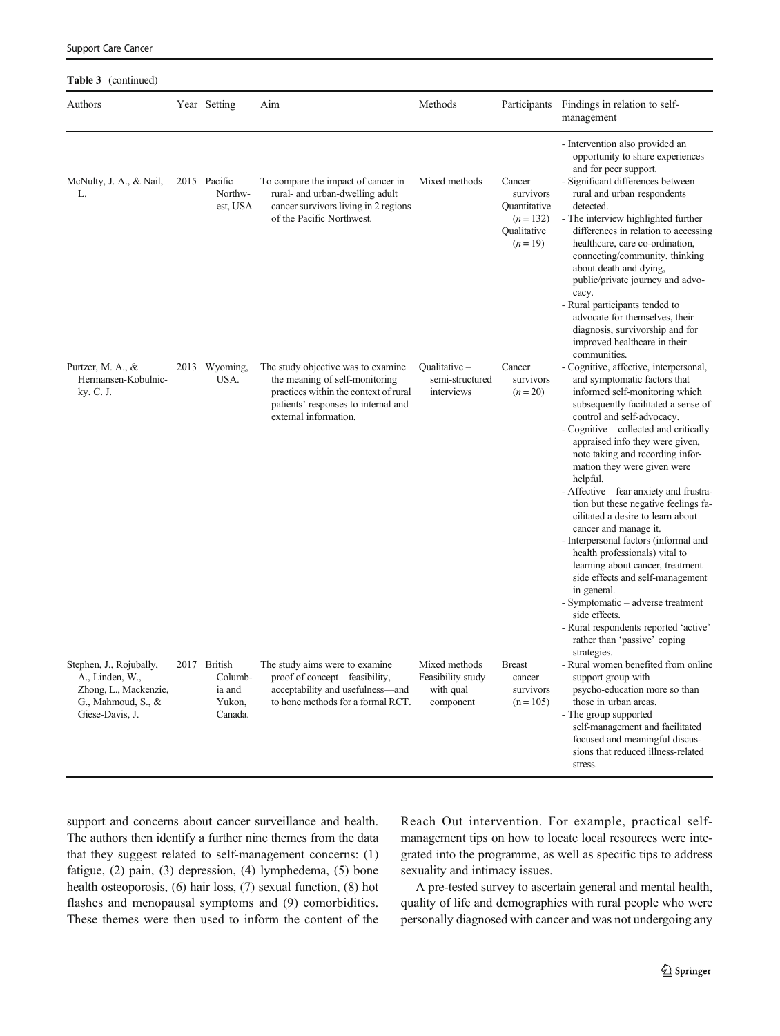**Table 3** (continued)

| Authors | Year | Setting | Aim | Methods | Participants | Findings in relation to self-management |
|---|---|---|---|---|---|---|
| | | | | | | - Intervention also provided an opportunity to share experiences and for peer support. |
| McNulty, J. A., & Nail, L. | 2015 | Pacific Northwest, USA | To compare the impact of cancer in rural- and urban-dwelling adult cancer survivors living in 2 regions of the Pacific Northwest. | Mixed methods | Cancer survivors Quantitative ($n = 132$) Qualitative ($n = 19$) | - Significant differences between rural and urban respondents detected.<br>- The interview highlighted further differences in relation to accessing healthcare, care co-ordination, connecting/community, thinking about death and dying, public/private journey and advocacy.<br>- Rural participants tended to advocate for themselves, their diagnosis, survivorship and for improved healthcare in their communities. |
| Purtzer, M. A., & Hermansen-Kobulnicky, C. J. | 2013 | Wyoming, USA. | The study objective was to examine the meaning of self-monitoring practices within the context of rural patients' responses to internal and external information. | Qualitative – semi-structured interviews | Cancer survivors ($n = 20$) | - Cognitive, affective, interpersonal, and symptomatic factors that informed self-monitoring which subsequently facilitated a sense of control and self-advocacy.<br>- Cognitive – collected and critically appraised info they were given, note taking and recording information they were given were helpful.<br>- Affective – fear anxiety and frustration but these negative feelings facilitated a desire to learn about cancer and manage it.<br>- Interpersonal factors (informal and health professionals) vital to learning about cancer, treatment side effects and self-management in general.<br>- Symptomatic – adverse treatment side effects.<br>- Rural respondents reported 'active' rather than 'passive' coping strategies. |
| Stephen, J., Rojubally, A., Linden, W., Zhong, L., Mackenzie, G., Mahmoud, S., & Giese-Davis, J. | 2017 | British Columbia and Yukon, Canada. | The study aims were to examine proof of concept—feasibility, acceptability and usefulness—and to hone methods for a formal RCT. | Mixed methods Feasibility study with qual component | Breast cancer survivors ($n = 105$) | - Rural women benefited from online support group with psycho-education more so than those in urban areas.<br>- The group supported self-management and facilitated focused and meaningful discussions that reduced illness-related stress. |

support and concerns about cancer surveillance and health. The authors then identify a further nine themes from the data that they suggest related to self-management concerns: (1) fatigue, (2) pain, (3) depression, (4) lymphedema, (5) bone health osteoporosis, (6) hair loss, (7) sexual function, (8) hot flashes and menopausal symptoms and (9) comorbidities. These themes were then used to inform the content of the Reach Out intervention. For example, practical self-management tips on how to locate local resources were integrated into the programme, as well as specific tips to address sexuality and intimacy issues.

A pre-tested survey to ascertain general and mental health, quality of life and demographics with rural people who were personally diagnosed with cancer and was not undergoing any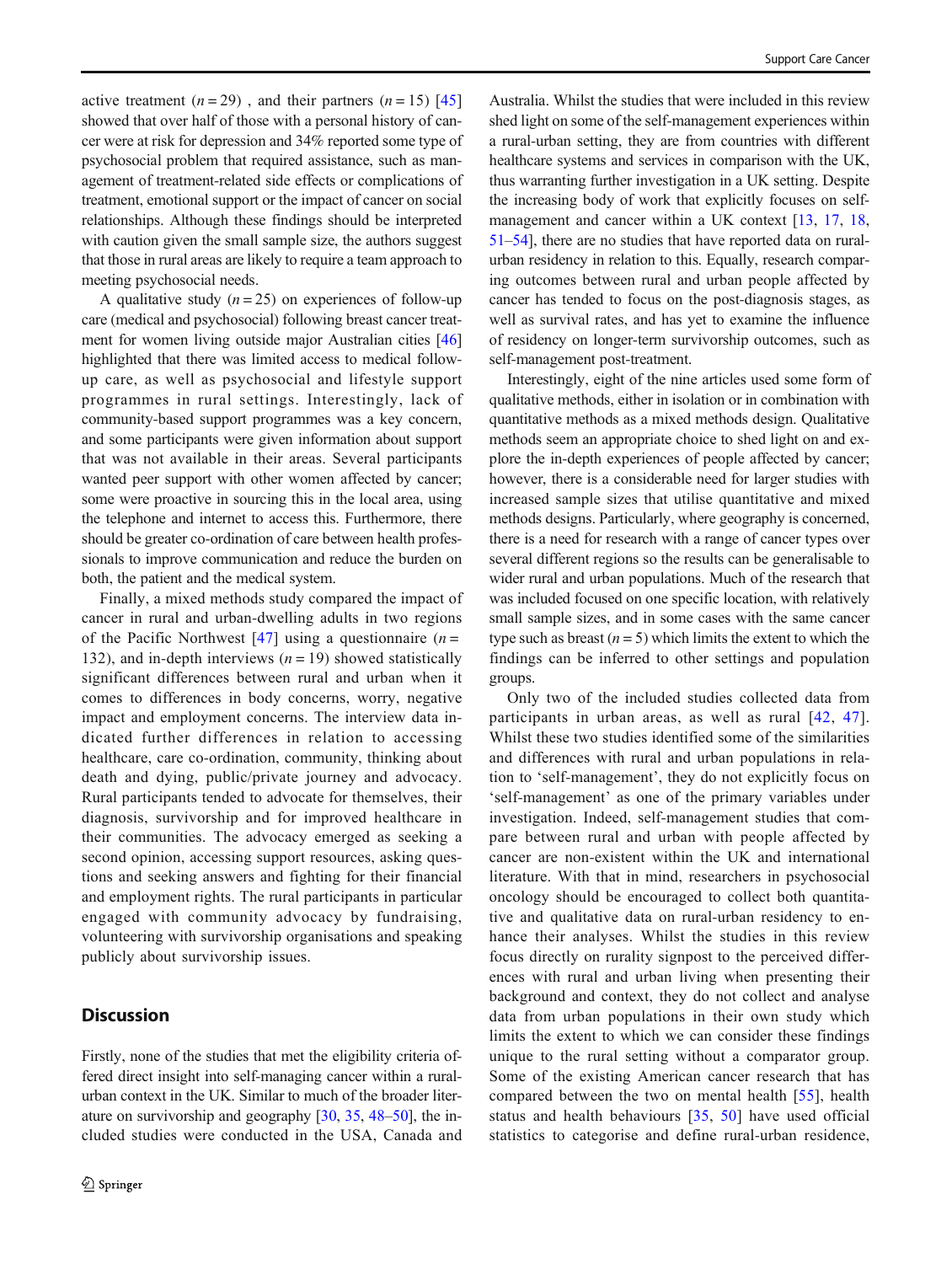active treatment ($n = 29$) , and their partners ($n = 15$) [45] showed that over half of those with a personal history of cancer were at risk for depression and 34% reported some type of psychosocial problem that required assistance, such as management of treatment-related side effects or complications of treatment, emotional support or the impact of cancer on social relationships. Although these findings should be interpreted with caution given the small sample size, the authors suggest that those in rural areas are likely to require a team approach to meeting psychosocial needs.

A qualitative study ($n = 25$) on experiences of follow-up care (medical and psychosocial) following breast cancer treatment for women living outside major Australian cities [46] highlighted that there was limited access to medical follow-up care, as well as psychosocial and lifestyle support programmes in rural settings. Interestingly, lack of community-based support programmes was a key concern, and some participants were given information about support that was not available in their areas. Several participants wanted peer support with other women affected by cancer; some were proactive in sourcing this in the local area, using the telephone and internet to access this. Furthermore, there should be greater co-ordination of care between health professionals to improve communication and reduce the burden on both, the patient and the medical system.

Finally, a mixed methods study compared the impact of cancer in rural and urban-dwelling adults in two regions of the Pacific Northwest [47] using a questionnaire ($n = 132$), and in-depth interviews ($n = 19$) showed statistically significant differences between rural and urban when it comes to differences in body concerns, worry, negative impact and employment concerns. The interview data indicated further differences in relation to accessing healthcare, care co-ordination, community, thinking about death and dying, public/private journey and advocacy. Rural participants tended to advocate for themselves, their diagnosis, survivorship and for improved healthcare in their communities. The advocacy emerged as seeking a second opinion, accessing support resources, asking questions and seeking answers and fighting for their financial and employment rights. The rural participants in particular engaged with community advocacy by fundraising, volunteering with survivorship organisations and speaking publicly about survivorship issues.

## Discussion

Firstly, none of the studies that met the eligibility criteria offered direct insight into self-managing cancer within a rural-urban context in the UK. Similar to much of the broader literature on survivorship and geography [30, 35, 48–50], the included studies were conducted in the USA, Canada and Australia. Whilst the studies that were included in this review shed light on some of the self-management experiences within a rural-urban setting, they are from countries with different healthcare systems and services in comparison with the UK, thus warranting further investigation in a UK setting. Despite the increasing body of work that explicitly focuses on self-management and cancer within a UK context [13, 17, 18, 51–54], there are no studies that have reported data on rural-urban residency in relation to this. Equally, research comparing outcomes between rural and urban people affected by cancer has tended to focus on the post-diagnosis stages, as well as survival rates, and has yet to examine the influence of residency on longer-term survivorship outcomes, such as self-management post-treatment.

Interestingly, eight of the nine articles used some form of qualitative methods, either in isolation or in combination with quantitative methods as a mixed methods design. Qualitative methods seem an appropriate choice to shed light on and explore the in-depth experiences of people affected by cancer; however, there is a considerable need for larger studies with increased sample sizes that utilise quantitative and mixed methods designs. Particularly, where geography is concerned, there is a need for research with a range of cancer types over several different regions so the results can be generalisable to wider rural and urban populations. Much of the research that was included focused on one specific location, with relatively small sample sizes, and in some cases with the same cancer type such as breast ($n = 5$) which limits the extent to which the findings can be inferred to other settings and population groups.

Only two of the included studies collected data from participants in urban areas, as well as rural [42, 47]. Whilst these two studies identified some of the similarities and differences with rural and urban populations in relation to 'self-management', they do not explicitly focus on 'self-management' as one of the primary variables under investigation. Indeed, self-management studies that compare between rural and urban with people affected by cancer are non-existent within the UK and international literature. With that in mind, researchers in psychosocial oncology should be encouraged to collect both quantitative and qualitative data on rural-urban residency to enhance their analyses. Whilst the studies in this review focus directly on rurality signpost to the perceived differences with rural and urban living when presenting their background and context, they do not collect and analyse data from urban populations in their own study which limits the extent to which we can consider these findings unique to the rural setting without a comparator group. Some of the existing American cancer research that has compared between the two on mental health [55], health status and health behaviours [35, 50] have used official statistics to categorise and define rural-urban residence,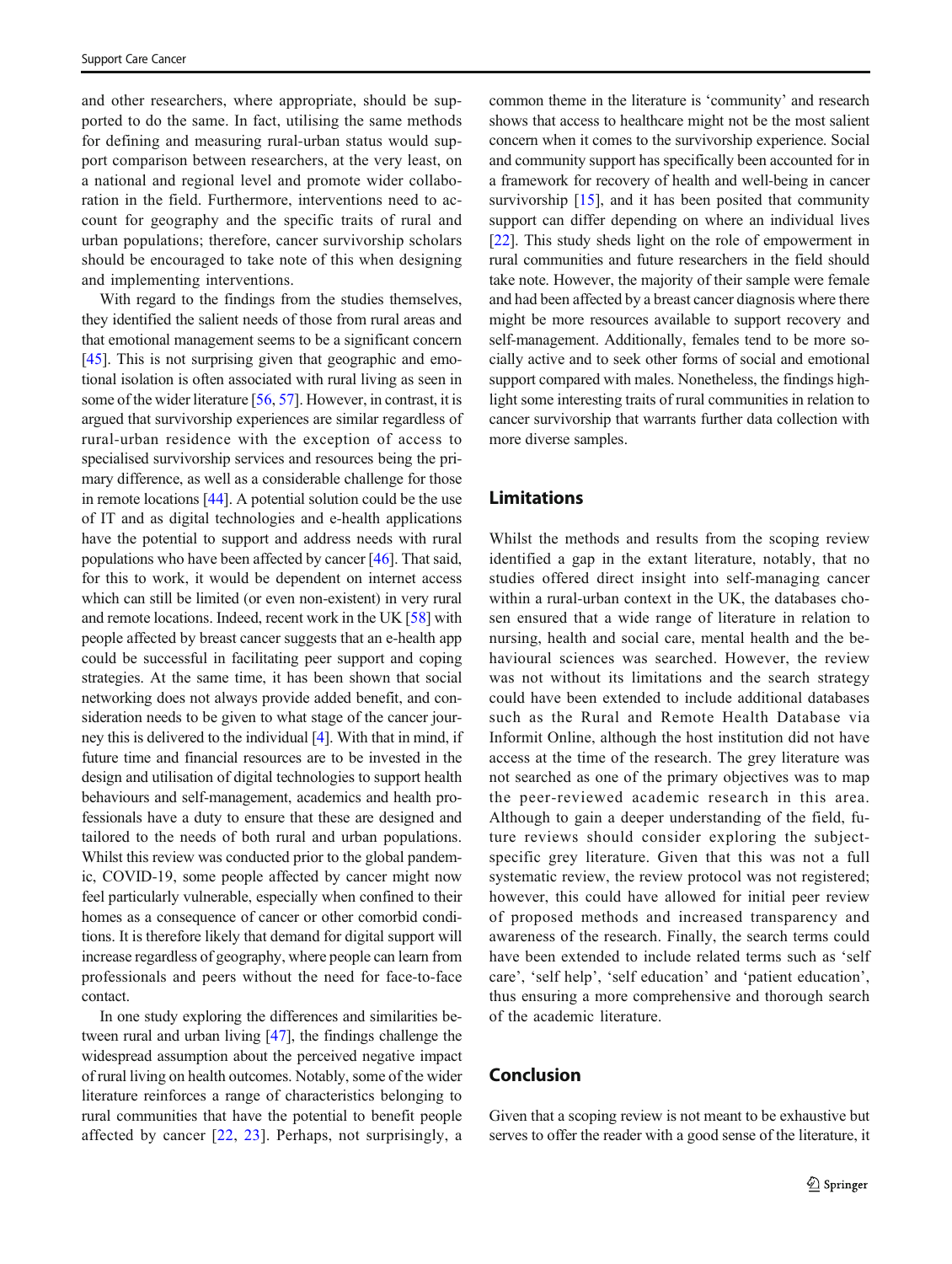and other researchers, where appropriate, should be supported to do the same. In fact, utilising the same methods for defining and measuring rural-urban status would support comparison between researchers, at the very least, on a national and regional level and promote wider collaboration in the field. Furthermore, interventions need to account for geography and the specific traits of rural and urban populations; therefore, cancer survivorship scholars should be encouraged to take note of this when designing and implementing interventions.

With regard to the findings from the studies themselves, they identified the salient needs of those from rural areas and that emotional management seems to be a significant concern [45]. This is not surprising given that geographic and emotional isolation is often associated with rural living as seen in some of the wider literature [56, 57]. However, in contrast, it is argued that survivorship experiences are similar regardless of rural-urban residence with the exception of access to specialised survivorship services and resources being the primary difference, as well as a considerable challenge for those in remote locations [44]. A potential solution could be the use of IT and as digital technologies and e-health applications have the potential to support and address needs with rural populations who have been affected by cancer [46]. That said, for this to work, it would be dependent on internet access which can still be limited (or even non-existent) in very rural and remote locations. Indeed, recent work in the UK [58] with people affected by breast cancer suggests that an e-health app could be successful in facilitating peer support and coping strategies. At the same time, it has been shown that social networking does not always provide added benefit, and consideration needs to be given to what stage of the cancer journey this is delivered to the individual [4]. With that in mind, if future time and financial resources are to be invested in the design and utilisation of digital technologies to support health behaviours and self-management, academics and health professionals have a duty to ensure that these are designed and tailored to the needs of both rural and urban populations. Whilst this review was conducted prior to the global pandemic, COVID-19, some people affected by cancer might now feel particularly vulnerable, especially when confined to their homes as a consequence of cancer or other comorbid conditions. It is therefore likely that demand for digital support will increase regardless of geography, where people can learn from professionals and peers without the need for face-to-face contact.

In one study exploring the differences and similarities between rural and urban living [47], the findings challenge the widespread assumption about the perceived negative impact of rural living on health outcomes. Notably, some of the wider literature reinforces a range of characteristics belonging to rural communities that have the potential to benefit people affected by cancer [22, 23]. Perhaps, not surprisingly, a common theme in the literature is 'community' and research shows that access to healthcare might not be the most salient concern when it comes to the survivorship experience. Social and community support has specifically been accounted for in a framework for recovery of health and well-being in cancer survivorship [15], and it has been posited that community support can differ depending on where an individual lives [22]. This study sheds light on the role of empowerment in rural communities and future researchers in the field should take note. However, the majority of their sample were female and had been affected by a breast cancer diagnosis where there might be more resources available to support recovery and self-management. Additionally, females tend to be more socially active and to seek other forms of social and emotional support compared with males. Nonetheless, the findings highlight some interesting traits of rural communities in relation to cancer survivorship that warrants further data collection with more diverse samples.

## Limitations

Whilst the methods and results from the scoping review identified a gap in the extant literature, notably, that no studies offered direct insight into self-managing cancer within a rural-urban context in the UK, the databases chosen ensured that a wide range of literature in relation to nursing, health and social care, mental health and the behavioural sciences was searched. However, the review was not without its limitations and the search strategy could have been extended to include additional databases such as the Rural and Remote Health Database via Informit Online, although the host institution did not have access at the time of the research. The grey literature was not searched as one of the primary objectives was to map the peer-reviewed academic research in this area. Although to gain a deeper understanding of the field, future reviews should consider exploring the subject-specific grey literature. Given that this was not a full systematic review, the review protocol was not registered; however, this could have allowed for initial peer review of proposed methods and increased transparency and awareness of the research. Finally, the search terms could have been extended to include related terms such as 'self care', 'self help', 'self education' and 'patient education', thus ensuring a more comprehensive and thorough search of the academic literature.

## Conclusion

Given that a scoping review is not meant to be exhaustive but serves to offer the reader with a good sense of the literature, it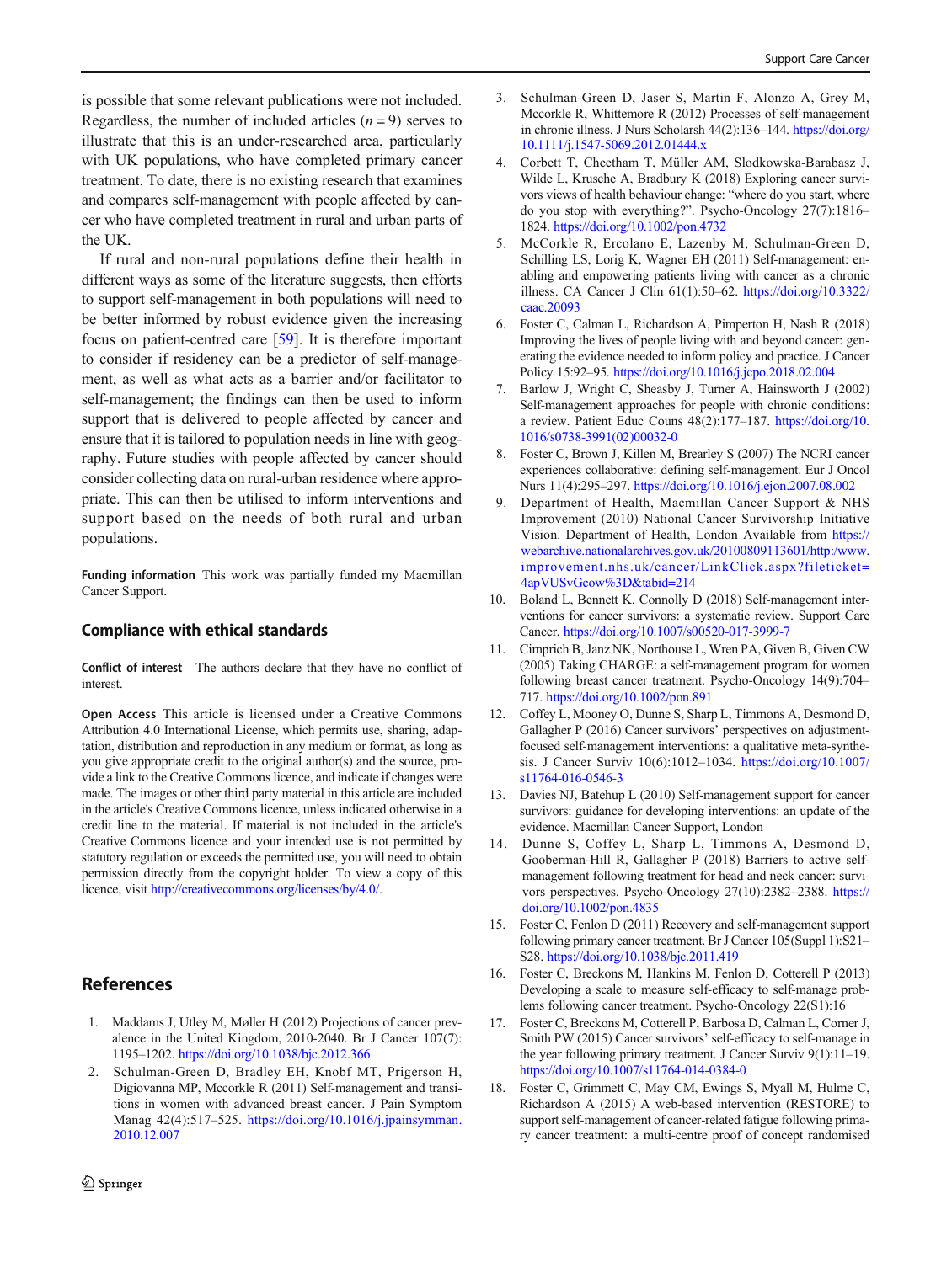is possible that some relevant publications were not included. Regardless, the number of included articles ($n = 9$) serves to illustrate that this is an under-researched area, particularly with UK populations, who have completed primary cancer treatment. To date, there is no existing research that examines and compares self-management with people affected by cancer who have completed treatment in rural and urban parts of the UK.

If rural and non-rural populations define their health in different ways as some of the literature suggests, then efforts to support self-management in both populations will need to be better informed by robust evidence given the increasing focus on patient-centred care [59]. It is therefore important to consider if residency can be a predictor of self-management, as well as what acts as a barrier and/or facilitator to self-management; the findings can then be used to inform support that is delivered to people affected by cancer and ensure that it is tailored to population needs in line with geography. Future studies with people affected by cancer should consider collecting data on rural-urban residence where appropriate. This can then be utilised to inform interventions and support based on the needs of both rural and urban populations.

**Funding information** This work was partially funded my Macmillan Cancer Support.

## Compliance with ethical standards

**Conflict of interest** The authors declare that they have no conflict of interest.

**Open Access** This article is licensed under a Creative Commons Attribution 4.0 International License, which permits use, sharing, adaptation, distribution and reproduction in any medium or format, as long as you give appropriate credit to the original author(s) and the source, provide a link to the Creative Commons licence, and indicate if changes were made. The images or other third party material in this article are included in the article's Creative Commons licence, unless indicated otherwise in a credit line to the material. If material is not included in the article's Creative Commons licence and your intended use is not permitted by statutory regulation or exceeds the permitted use, you will need to obtain permission directly from the copyright holder. To view a copy of this licence, visit http://creativecommons.org/licenses/by/4.0/.

## References

1. Maddams J, Utley M, Møller H (2012) Projections of cancer prevalence in the United Kingdom, 2010-2040. Br J Cancer 107(7): 1195–1202. https://doi.org/10.1038/bjc.2012.366
2. Schulman-Green D, Bradley EH, Knobf MT, Prigerson H, Digiovanna MP, Mccorkle R (2011) Self-management and transitions in women with advanced breast cancer. J Pain Symptom Manag 42(4):517–525. https://doi.org/10.1016/j.jpainsymman.2010.12.007
3. Schulman-Green D, Jaser S, Martin F, Alonzo A, Grey M, Mccorkle R, Whittemore R (2012) Processes of self-management in chronic illness. J Nurs Scholarsh 44(2):136–144. https://doi.org/10.1111/j.1547-5069.2012.01444.x
4. Corbett T, Cheetham T, Müller AM, Slodkowska-Barabasz J, Wilde L, Krusche A, Bradbury K (2018) Exploring cancer survivors views of health behaviour change: "where do you start, where do you stop with everything?". Psycho-Oncology 27(7):1816–1824. https://doi.org/10.1002/pon.4732
5. McCorkle R, Ercolano E, Lazenby M, Schulman-Green D, Schilling LS, Lorig K, Wagner EH (2011) Self-management: enabling and empowering patients living with cancer as a chronic illness. CA Cancer J Clin 61(1):50–62. https://doi.org/10.3322/caac.20093
6. Foster C, Calman L, Richardson A, Pimperton H, Nash R (2018) Improving the lives of people living with and beyond cancer: generating the evidence needed to inform policy and practice. J Cancer Policy 15:92–95. https://doi.org/10.1016/j.jcpo.2018.02.004
7. Barlow J, Wright C, Sheasby J, Turner A, Hainsworth J (2002) Self-management approaches for people with chronic conditions: a review. Patient Educ Couns 48(2):177–187. https://doi.org/10.1016/s0738-3991(02)00032-0
8. Foster C, Brown J, Killen M, Brearley S (2007) The NCRI cancer experiences collaborative: defining self-management. Eur J Oncol Nurs 11(4):295–297. https://doi.org/10.1016/j.ejon.2007.08.002
9. Department of Health, Macmillan Cancer Support & NHS Improvement (2010) National Cancer Survivorship Initiative Vision. Department of Health, London Available from https://webarchive.nationalarchives.gov.uk/20100809113601/http:/www.improvement.nhs.uk/cancer/LinkClick.aspx?fileticket=4apVUSvGcow%3D&tabid=214
10. Boland L, Bennett K, Connolly D (2018) Self-management interventions for cancer survivors: a systematic review. Support Care Cancer. https://doi.org/10.1007/s00520-017-3999-7
11. Cimprich B, Janz NK, Northouse L, Wren PA, Given B, Given CW (2005) Taking CHARGE: a self-management program for women following breast cancer treatment. Psycho-Oncology 14(9):704–717. https://doi.org/10.1002/pon.891
12. Coffey L, Mooney O, Dunne S, Sharp L, Timmons A, Desmond D, Gallagher P (2016) Cancer survivors' perspectives on adjustment-focused self-management interventions: a qualitative meta-synthesis. J Cancer Surviv 10(6):1012–1034. https://doi.org/10.1007/s11764-016-0546-3
13. Davies NJ, Batehup L (2010) Self-management support for cancer survivors: guidance for developing interventions: an update of the evidence. Macmillan Cancer Support, London
14. Dunne S, Coffey L, Sharp L, Timmons A, Desmond D, Gooberman-Hill R, Gallagher P (2018) Barriers to active self-management following treatment for head and neck cancer: survivors perspectives. Psycho-Oncology 27(10):2382–2388. https://doi.org/10.1002/pon.4835
15. Foster C, Fenlon D (2011) Recovery and self-management support following primary cancer treatment. Br J Cancer 105(Suppl 1):S21–S28. https://doi.org/10.1038/bjc.2011.419
16. Foster C, Breckons M, Hankins M, Fenlon D, Cotterell P (2013) Developing a scale to measure self-efficacy to self-manage problems following cancer treatment. Psycho-Oncology 22(S1):16
17. Foster C, Breckons M, Cotterell P, Barbosa D, Calman L, Corner J, Smith PW (2015) Cancer survivors' self-efficacy to self-manage in the year following primary treatment. J Cancer Surviv 9(1):11–19. https://doi.org/10.1007/s11764-014-0384-0
18. Foster C, Grimmett C, May CM, Ewings S, Myall M, Hulme C, Richardson A (2015) A web-based intervention (RESTORE) to support self-management of cancer-related fatigue following primary cancer treatment: a multi-centre proof of concept randomised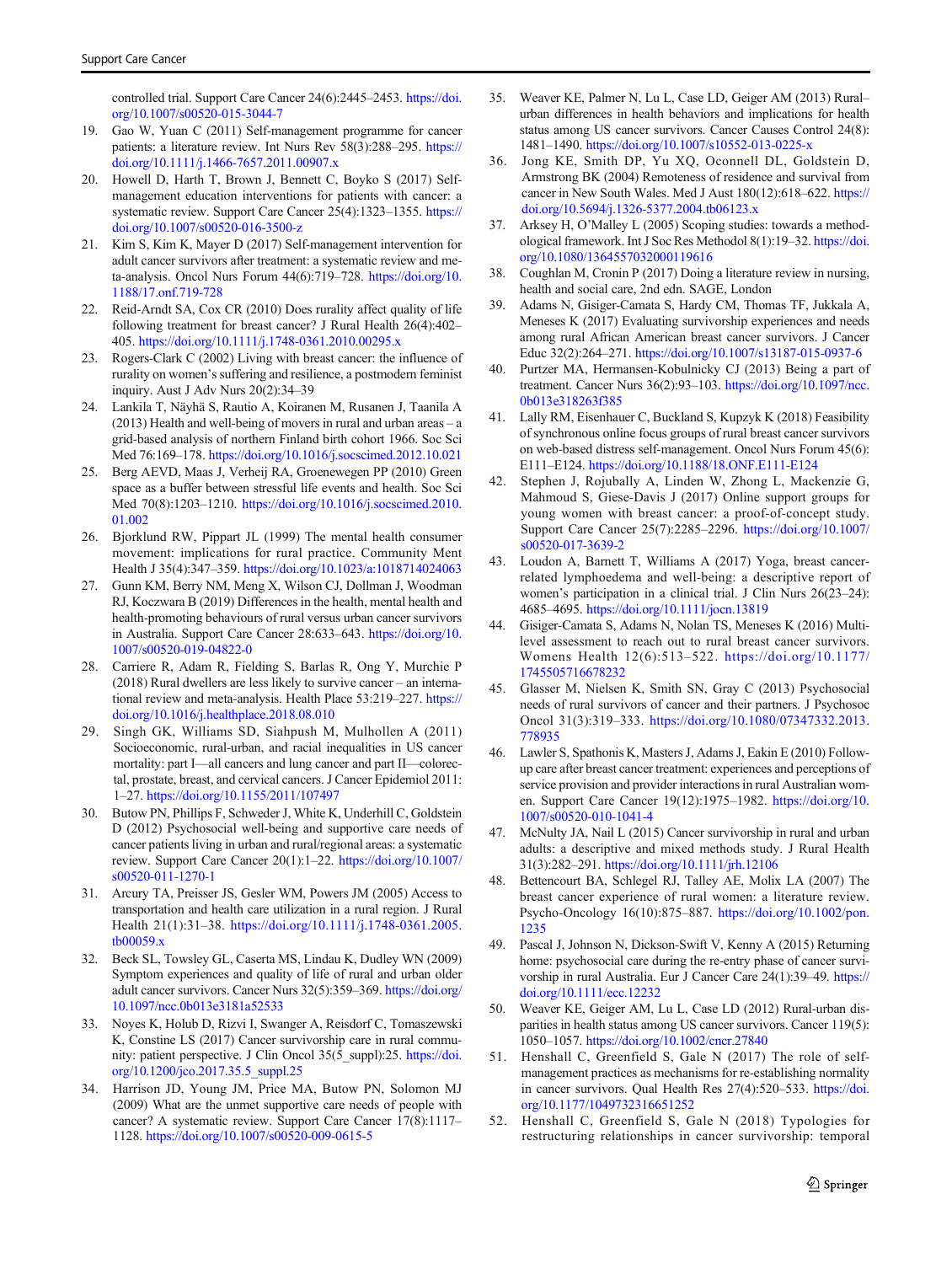controlled trial. Support Care Cancer 24(6):2445–2453. https://doi.org/10.1007/s00520-015-3044-7

19. Gao W, Yuan C (2011) Self-management programme for cancer patients: a literature review. Int Nurs Rev 58(3):288–295. https://doi.org/10.1111/j.1466-7657.2011.00907.x
20. Howell D, Harth T, Brown J, Bennett C, Boyko S (2017) Self-management education interventions for patients with cancer: a systematic review. Support Care Cancer 25(4):1323–1355. https://doi.org/10.1007/s00520-016-3500-z
21. Kim S, Kim K, Mayer D (2017) Self-management intervention for adult cancer survivors after treatment: a systematic review and meta-analysis. Oncol Nurs Forum 44(6):719–728. https://doi.org/10.1188/17.onf.719-728
22. Reid-Arndt SA, Cox CR (2010) Does rurality affect quality of life following treatment for breast cancer? J Rural Health 26(4):402–405. https://doi.org/10.1111/j.1748-0361.2010.00295.x
23. Rogers-Clark C (2002) Living with breast cancer: the influence of rurality on women's suffering and resilience, a postmodern feminist inquiry. Aust J Adv Nurs 20(2):34–39
24. Lankila T, Näyhä S, Rautio A, Koiranen M, Rusanen J, Taanila A (2013) Health and well-being of movers in rural and urban areas – a grid-based analysis of northern Finland birth cohort 1966. Soc Sci Med 76:169–178. https://doi.org/10.1016/j.socscimed.2012.10.021
25. Berg AEVD, Maas J, Verheij RA, Groenewegen PP (2010) Green space as a buffer between stressful life events and health. Soc Sci Med 70(8):1203–1210. https://doi.org/10.1016/j.socscimed.2010.01.002
26. Bjorklund RW, Pippart JL (1999) The mental health consumer movement: implications for rural practice. Community Ment Health J 35(4):347–359. https://doi.org/10.1023/a:1018714024063
27. Gunn KM, Berry NM, Meng X, Wilson CJ, Dollman J, Woodman RJ, Koczwara B (2019) Differences in the health, mental health and health-promoting behaviours of rural versus urban cancer survivors in Australia. Support Care Cancer 28:633–643. https://doi.org/10.1007/s00520-019-04822-0
28. Carriere R, Adam R, Fielding S, Barlas R, Ong Y, Murchie P (2018) Rural dwellers are less likely to survive cancer – an international review and meta-analysis. Health Place 53:219–227. https://doi.org/10.1016/j.healthplace.2018.08.010
29. Singh GK, Williams SD, Siahpush M, Mulhollen A (2011) Socioeconomic, rural-urban, and racial inequalities in US cancer mortality: part I—all cancers and lung cancer and part II—colorectal, prostate, breast, and cervical cancers. J Cancer Epidemiol 2011:1–27. https://doi.org/10.1155/2011/107497
30. Butow PN, Phillips F, Schweder J, White K, Underhill C, Goldstein D (2012) Psychosocial well-being and supportive care needs of cancer patients living in urban and rural/regional areas: a systematic review. Support Care Cancer 20(1):1–22. https://doi.org/10.1007/s00520-011-1270-1
31. Arcury TA, Preisser JS, Gesler WM, Powers JM (2005) Access to transportation and health care utilization in a rural region. J Rural Health 21(1):31–38. https://doi.org/10.1111/j.1748-0361.2005.tb00059.x
32. Beck SL, Towsley GL, Caserta MS, Lindau K, Dudley WN (2009) Symptom experiences and quality of life of rural and urban older adult cancer survivors. Cancer Nurs 32(5):359–369. https://doi.org/10.1097/ncc.0b013e3181a52533
33. Noyes K, Holub D, Rizvi I, Swanger A, Reisdorf C, Tomaszewski K, Constine LS (2017) Cancer survivorship care in rural community: patient perspective. J Clin Oncol 35(5_suppl):25. https://doi.org/10.1200/jco.2017.35.5_suppl.25
34. Harrison JD, Young JM, Price MA, Butow PN, Solomon MJ (2009) What are the unmet supportive care needs of people with cancer? A systematic review. Support Care Cancer 17(8):1117–1128. https://doi.org/10.1007/s00520-009-0615-5
35. Weaver KE, Palmer N, Lu L, Case LD, Geiger AM (2013) Rural–urban differences in health behaviors and implications for health status among US cancer survivors. Cancer Causes Control 24(8):1481–1490. https://doi.org/10.1007/s10552-013-0225-x
36. Jong KE, Smith DP, Yu XQ, Oconnell DL, Goldstein D, Armstrong BK (2004) Remoteness of residence and survival from cancer in New South Wales. Med J Aust 180(12):618–622. https://doi.org/10.5694/j.1326-5377.2004.tb06123.x
37. Arksey H, O'Malley L (2005) Scoping studies: towards a methodological framework. Int J Soc Res Methodol 8(1):19–32. https://doi.org/10.1080/1364557032000119616
38. Coughlan M, Cronin P (2017) Doing a literature review in nursing, health and social care, 2nd edn. SAGE, London
39. Adams N, Gisiger-Camata S, Hardy CM, Thomas TF, Jukkala A, Meneses K (2017) Evaluating survivorship experiences and needs among rural African American breast cancer survivors. J Cancer Educ 32(2):264–271. https://doi.org/10.1007/s13187-015-0937-6
40. Purtzer MA, Hermansen-Kobulnicky CJ (2013) Being a part of treatment. Cancer Nurs 36(2):93–103. https://doi.org/10.1097/ncc.0b013e318263f385
41. Lally RM, Eisenhauer C, Buckland S, Kupzyk K (2018) Feasibility of synchronous online focus groups of rural breast cancer survivors on web-based distress self-management. Oncol Nurs Forum 45(6):E111–E124. https://doi.org/10.1188/18.ONF.E111-E124
42. Stephen J, Rojubally A, Linden W, Zhong L, Mackenzie G, Mahmoud S, Giese-Davis J (2017) Online support groups for young women with breast cancer: a proof-of-concept study. Support Care Cancer 25(7):2285–2296. https://doi.org/10.1007/s00520-017-3639-2
43. Loudon A, Barnett T, Williams A (2017) Yoga, breast cancer-related lymphoedema and well-being: a descriptive report of women's participation in a clinical trial. J Clin Nurs 26(23–24):4685–4695. https://doi.org/10.1111/jocn.13819
44. Gisiger-Camata S, Adams N, Nolan TS, Meneses K (2016) Multi-level assessment to reach out to rural breast cancer survivors. Womens Health 12(6):513–522. https://doi.org/10.1177/1745505716678232
45. Glasser M, Nielsen K, Smith SN, Gray C (2013) Psychosocial needs of rural survivors of cancer and their partners. J Psychosoc Oncol 31(3):319–333. https://doi.org/10.1080/07347332.2013.778935
46. Lawler S, Spathonis K, Masters J, Adams J, Eakin E (2010) Follow-up care after breast cancer treatment: experiences and perceptions of service provision and provider interactions in rural Australian women. Support Care Cancer 19(12):1975–1982. https://doi.org/10.1007/s00520-010-1041-4
47. McNulty JA, Nail L (2015) Cancer survivorship in rural and urban adults: a descriptive and mixed methods study. J Rural Health 31(3):282–291. https://doi.org/10.1111/jrh.12106
48. Bettencourt BA, Schlegel RJ, Talley AE, Molix LA (2007) The breast cancer experience of rural women: a literature review. Psycho-Oncology 16(10):875–887. https://doi.org/10.1002/pon.1235
49. Pascal J, Johnson N, Dickson-Swift V, Kenny A (2015) Returning home: psychosocial care during the re-entry phase of cancer survivorship in rural Australia. Eur J Cancer Care 24(1):39–49. https://doi.org/10.1111/ecc.12232
50. Weaver KE, Geiger AM, Lu L, Case LD (2012) Rural-urban disparities in health status among US cancer survivors. Cancer 119(5):1050–1057. https://doi.org/10.1002/cncr.27840
51. Henshall C, Greenfield S, Gale N (2017) The role of self-management practices as mechanisms for re-establishing normality in cancer survivors. Qual Health Res 27(4):520–533. https://doi.org/10.1177/1049732316651252
52. Henshall C, Greenfield S, Gale N (2018) Typologies for restructuring relationships in cancer survivorship: temporal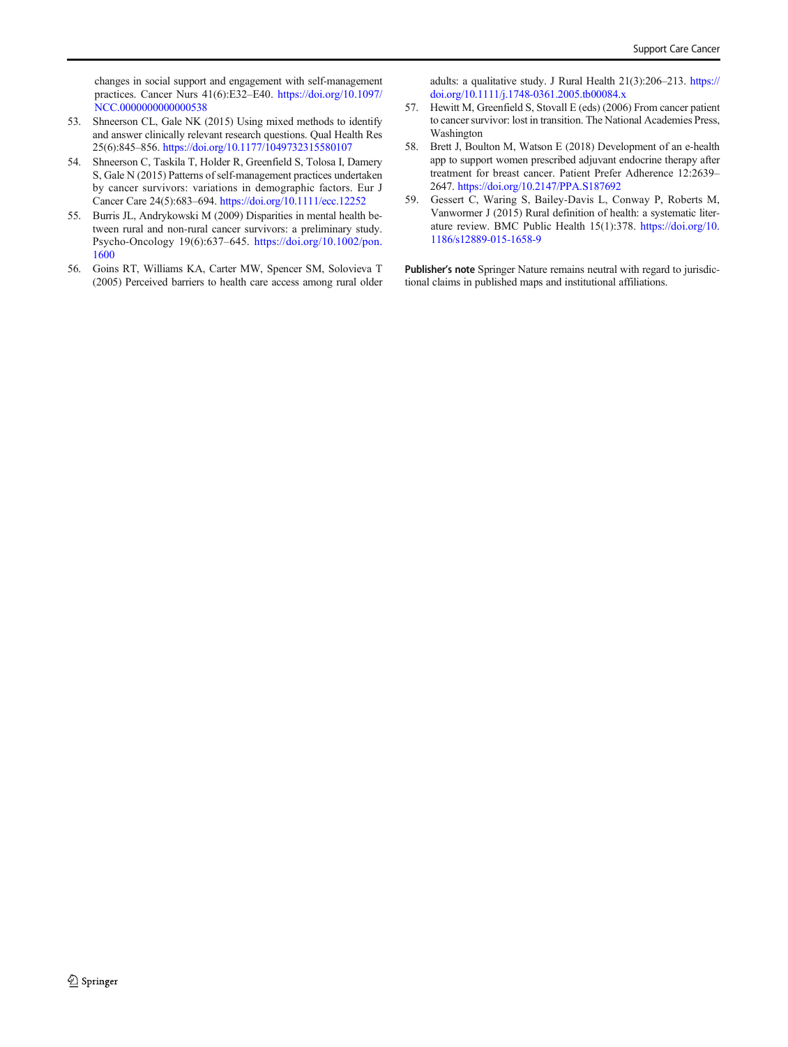changes in social support and engagement with self-management practices. Cancer Nurs 41(6):E32–E40. https://doi.org/10.1097/NCC.0000000000000538

53. Shneerson CL, Gale NK (2015) Using mixed methods to identify and answer clinically relevant research questions. Qual Health Res 25(6):845–856. https://doi.org/10.1177/1049732315580107
54. Shneerson C, Taskila T, Holder R, Greenfield S, Tolosa I, Damery S, Gale N (2015) Patterns of self-management practices undertaken by cancer survivors: variations in demographic factors. Eur J Cancer Care 24(5):683–694. https://doi.org/10.1111/ecc.12252
55. Burris JL, Andrykowski M (2009) Disparities in mental health between rural and non-rural cancer survivors: a preliminary study. Psycho-Oncology 19(6):637–645. https://doi.org/10.1002/pon.1600
56. Goins RT, Williams KA, Carter MW, Spencer SM, Solovieva T (2005) Perceived barriers to health care access among rural older adults: a qualitative study. J Rural Health 21(3):206–213. https://doi.org/10.1111/j.1748-0361.2005.tb00084.x
57. Hewitt M, Greenfield S, Stovall E (eds) (2006) From cancer patient to cancer survivor: lost in transition. The National Academies Press, Washington
58. Brett J, Boulton M, Watson E (2018) Development of an e-health app to support women prescribed adjuvant endocrine therapy after treatment for breast cancer. Patient Prefer Adherence 12:2639–2647. https://doi.org/10.2147/PPA.S187692
59. Gessert C, Waring S, Bailey-Davis L, Conway P, Roberts M, Vanwormer J (2015) Rural definition of health: a systematic literature review. BMC Public Health 15(1):378. https://doi.org/10.1186/s12889-015-1658-9

**Publisher's note** Springer Nature remains neutral with regard to jurisdictional claims in published maps and institutional affiliations.